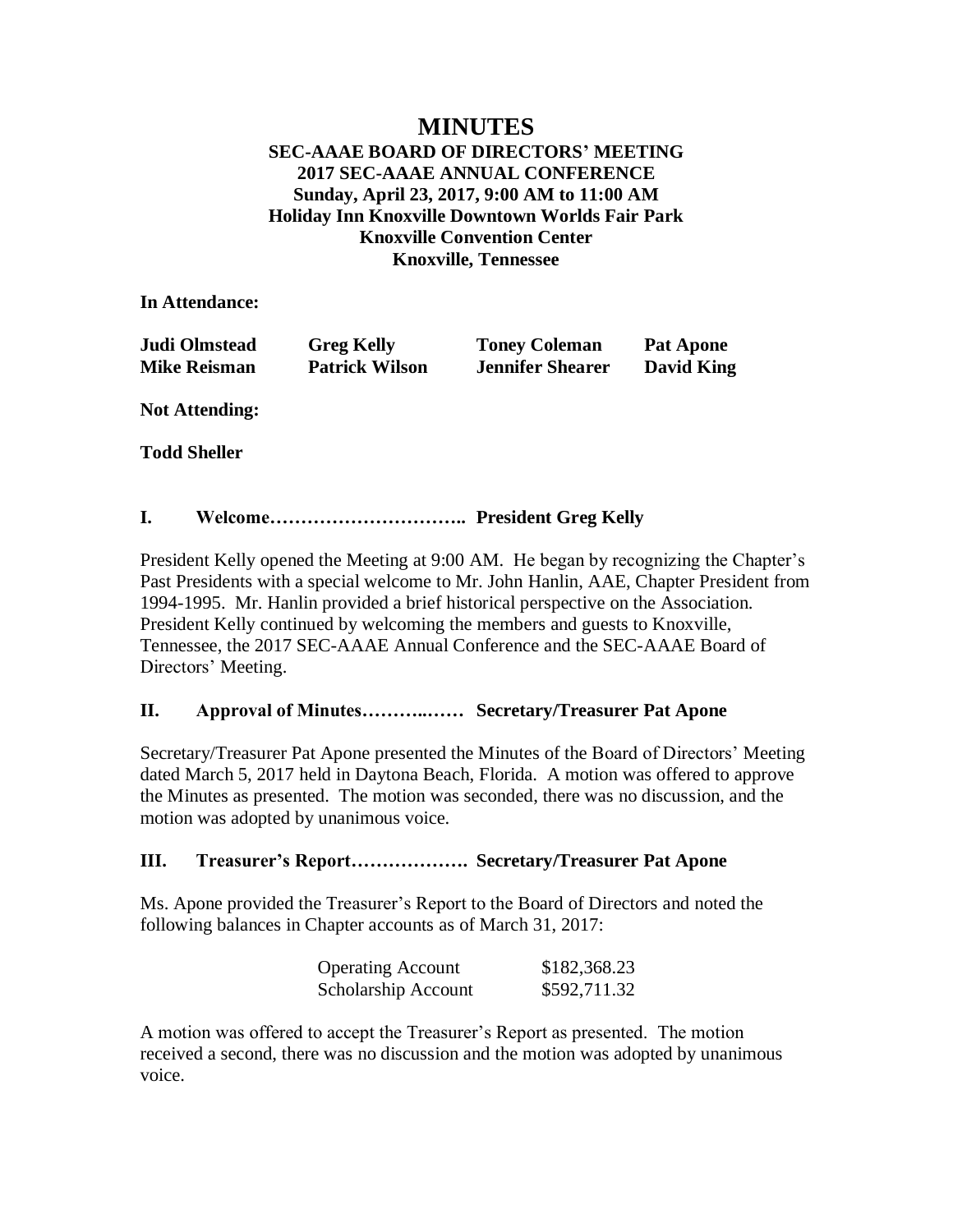# MINUTES

**SEC-AAAE BOARD OF DIRECTORS' MEETING**
**2017 SEC-AAAE ANNUAL CONFERENCE**
**Sunday, April 23, 2017, 9:00 AM to 11:00 AM**
**Holiday Inn Knoxville Downtown Worlds Fair Park**
**Knoxville Convention Center**
**Knoxville, Tennessee**

**In Attendance:**

| | | | |
|---|---|---|---|
| **Judi Olmstead** | **Greg Kelly** | **Toney Coleman** | **Pat Apone** |
| **Mike Reisman** | **Patrick Wilson** | **Jennifer Shearer** | **David King** |

**Not Attending:**

**Todd Sheller**

## I. Welcome………………………….. President Greg Kelly

President Kelly opened the Meeting at 9:00 AM. He began by recognizing the Chapter's Past Presidents with a special welcome to Mr. John Hanlin, AAE, Chapter President from 1994-1995. Mr. Hanlin provided a brief historical perspective on the Association. President Kelly continued by welcoming the members and guests to Knoxville, Tennessee, the 2017 SEC-AAAE Annual Conference and the SEC-AAAE Board of Directors' Meeting.

## II. Approval of Minutes………..…… Secretary/Treasurer Pat Apone

Secretary/Treasurer Pat Apone presented the Minutes of the Board of Directors' Meeting dated March 5, 2017 held in Daytona Beach, Florida. A motion was offered to approve the Minutes as presented. The motion was seconded, there was no discussion, and the motion was adopted by unanimous voice.

## III. Treasurer's Report………………. Secretary/Treasurer Pat Apone

Ms. Apone provided the Treasurer's Report to the Board of Directors and noted the following balances in Chapter accounts as of March 31, 2017:

| | |
|---|---|
| Operating Account | $182,368.23 |
| Scholarship Account | $592,711.32 |

A motion was offered to accept the Treasurer's Report as presented. The motion received a second, there was no discussion and the motion was adopted by unanimous voice.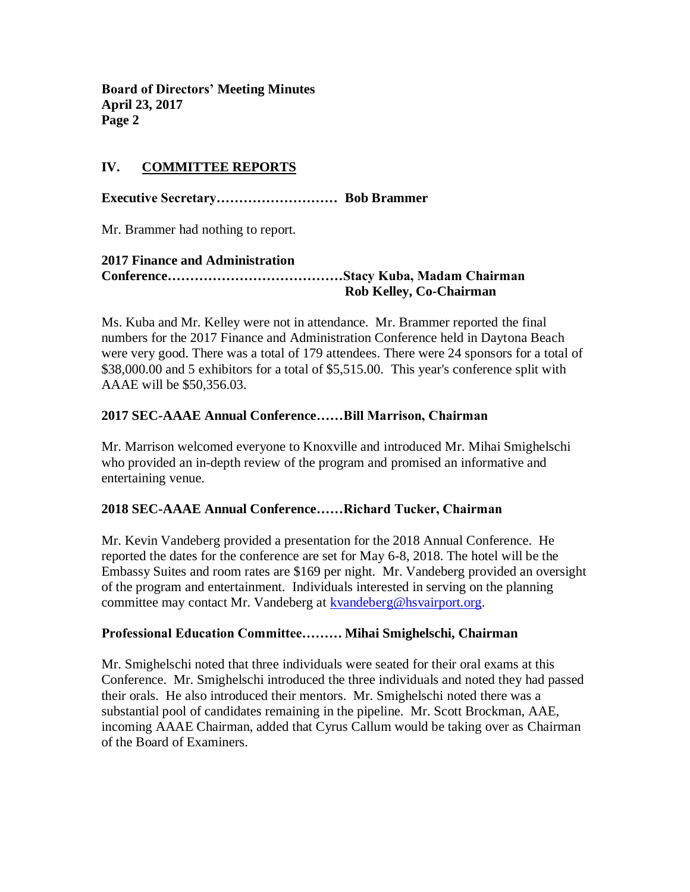## IV. COMMITTEE REPORTS

**Executive Secretary……………………… Bob Brammer**

Mr. Brammer had nothing to report.

**2017 Finance and Administration Conference…………………………………Stacy Kuba, Madam Chairman**
**Rob Kelley, Co-Chairman**

Ms. Kuba and Mr. Kelley were not in attendance. Mr. Brammer reported the final numbers for the 2017 Finance and Administration Conference held in Daytona Beach were very good. There was a total of 179 attendees. There were 24 sponsors for a total of $38,000.00 and 5 exhibitors for a total of $5,515.00. This year's conference split with AAAE will be $50,356.03.

**2017 SEC-AAAE Annual Conference……Bill Marrison, Chairman**

Mr. Marrison welcomed everyone to Knoxville and introduced Mr. Mihai Smighelschi who provided an in-depth review of the program and promised an informative and entertaining venue.

**2018 SEC-AAAE Annual Conference……Richard Tucker, Chairman**

Mr. Kevin Vandeberg provided a presentation for the 2018 Annual Conference. He reported the dates for the conference are set for May 6-8, 2018. The hotel will be the Embassy Suites and room rates are $169 per night. Mr. Vandeberg provided an oversight of the program and entertainment. Individuals interested in serving on the planning committee may contact Mr. Vandeberg at kvandeberg@hsvairport.org.

**Professional Education Committee……… Mihai Smighelschi, Chairman**

Mr. Smighelschi noted that three individuals were seated for their oral exams at this Conference. Mr. Smighelschi introduced the three individuals and noted they had passed their orals. He also introduced their mentors. Mr. Smighelschi noted there was a substantial pool of candidates remaining in the pipeline. Mr. Scott Brockman, AAE, incoming AAAE Chairman, added that Cyrus Callum would be taking over as Chairman of the Board of Examiners.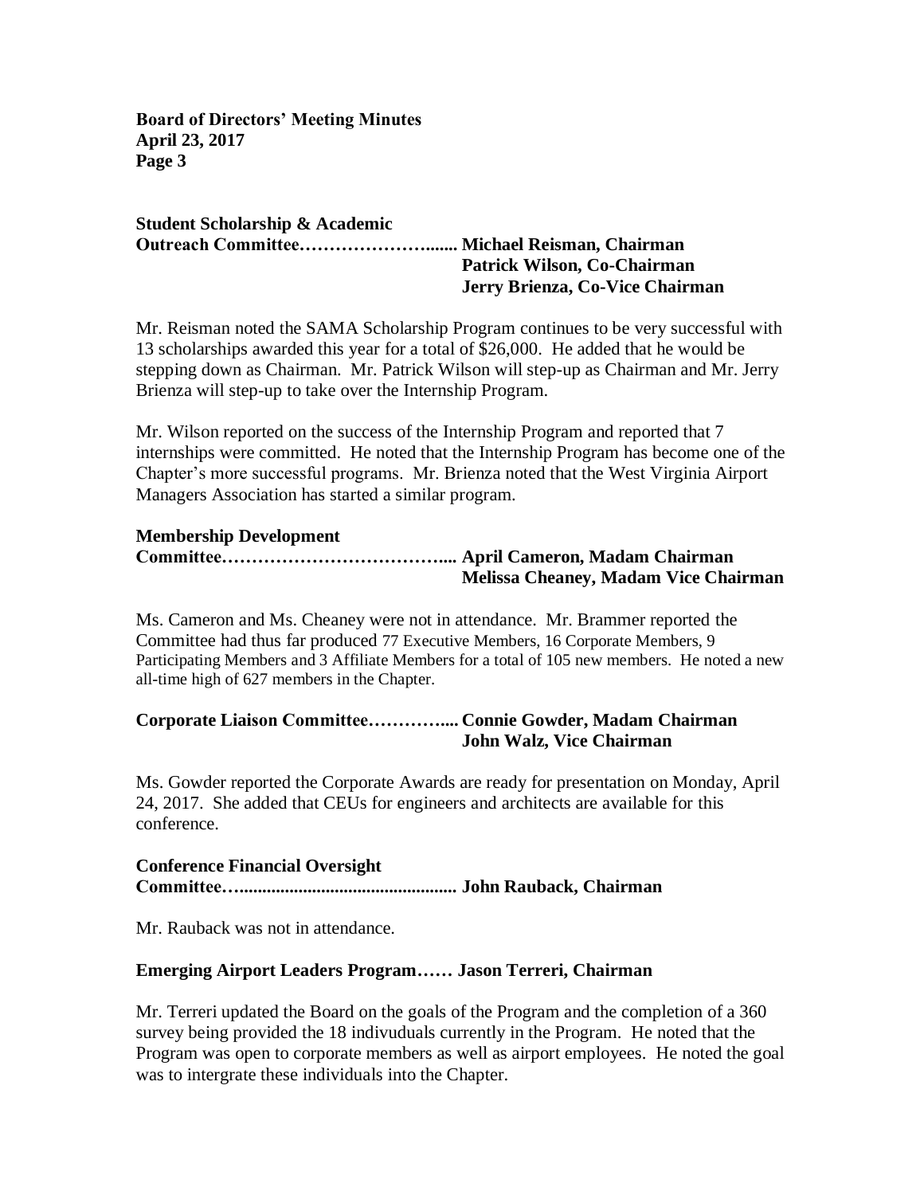**Student Scholarship & Academic Outreach Committee……………………...... Michael Reisman, Chairman**
**Patrick Wilson, Co-Chairman**
**Jerry Brienza, Co-Vice Chairman**

Mr. Reisman noted the SAMA Scholarship Program continues to be very successful with 13 scholarships awarded this year for a total of $26,000. He added that he would be stepping down as Chairman. Mr. Patrick Wilson will step-up as Chairman and Mr. Jerry Brienza will step-up to take over the Internship Program.

Mr. Wilson reported on the success of the Internship Program and reported that 7 internships were committed. He noted that the Internship Program has become one of the Chapter's more successful programs. Mr. Brienza noted that the West Virginia Airport Managers Association has started a similar program.

**Membership Development Committee……………………………….... April Cameron, Madam Chairman**
**Melissa Cheaney, Madam Vice Chairman**

Ms. Cameron and Ms. Cheaney were not in attendance. Mr. Brammer reported the Committee had thus far produced 77 Executive Members, 16 Corporate Members, 9 Participating Members and 3 Affiliate Members for a total of 105 new members. He noted a new all-time high of 627 members in the Chapter.

**Corporate Liaison Committee…………..... Connie Gowder, Madam Chairman**
**John Walz, Vice Chairman**

Ms. Gowder reported the Corporate Awards are ready for presentation on Monday, April 24, 2017. She added that CEUs for engineers and architects are available for this conference.

**Conference Financial Oversight Committee…................................................ John Rauback, Chairman**

Mr. Rauback was not in attendance.

**Emerging Airport Leaders Program…… Jason Terreri, Chairman**

Mr. Terreri updated the Board on the goals of the Program and the completion of a 360 survey being provided the 18 indivuduals currently in the Program. He noted that the Program was open to corporate members as well as airport employees. He noted the goal was to intergrate these individuals into the Chapter.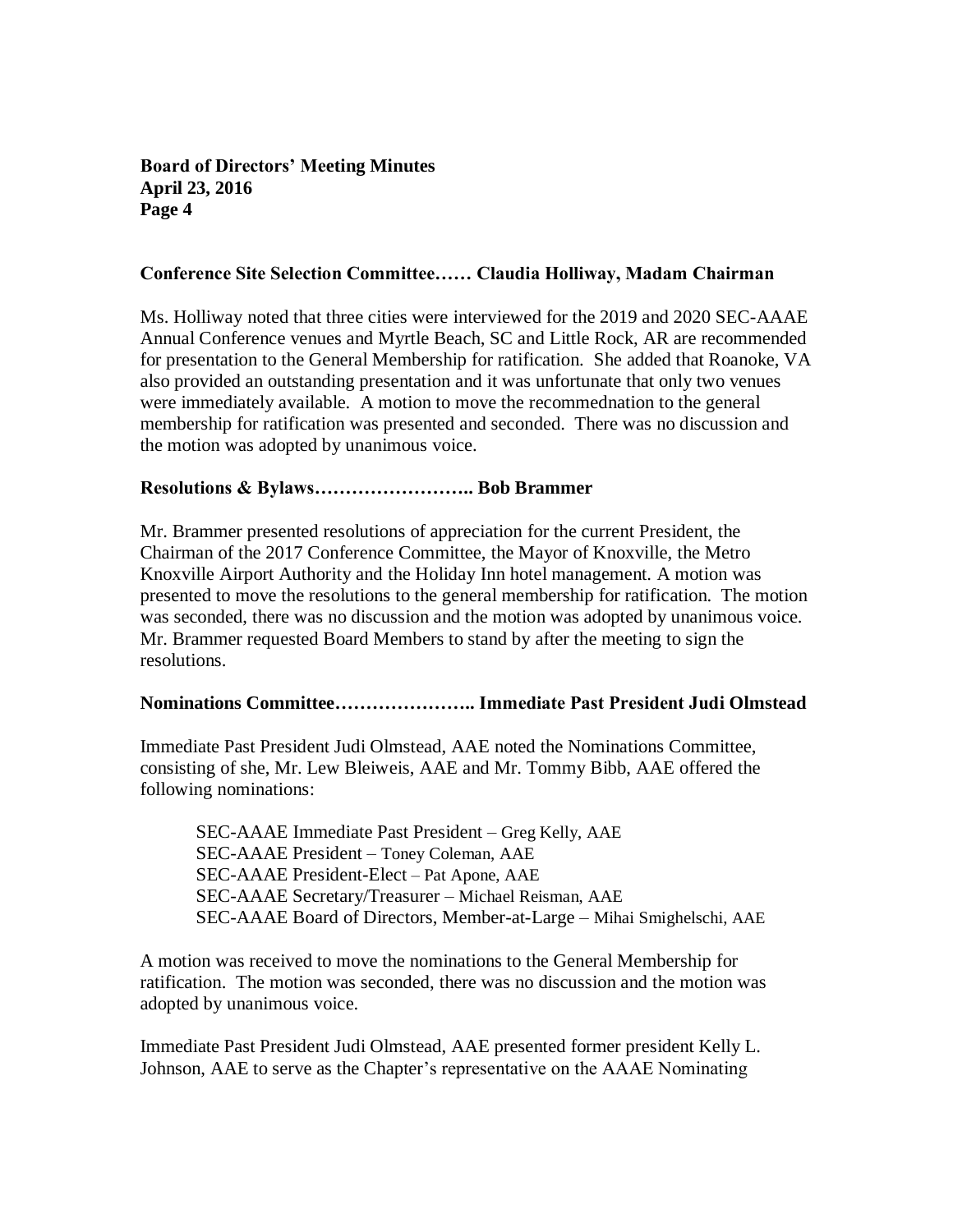**Conference Site Selection Committee…… Claudia Holliway, Madam Chairman**

Ms. Holliway noted that three cities were interviewed for the 2019 and 2020 SEC-AAAE Annual Conference venues and Myrtle Beach, SC and Little Rock, AR are recommended for presentation to the General Membership for ratification. She added that Roanoke, VA also provided an outstanding presentation and it was unfortunate that only two venues were immediately available. A motion to move the recommednation to the general membership for ratification was presented and seconded. There was no discussion and the motion was adopted by unanimous voice.

**Resolutions & Bylaws…………………….. Bob Brammer**

Mr. Brammer presented resolutions of appreciation for the current President, the Chairman of the 2017 Conference Committee, the Mayor of Knoxville, the Metro Knoxville Airport Authority and the Holiday Inn hotel management. A motion was presented to move the resolutions to the general membership for ratification. The motion was seconded, there was no discussion and the motion was adopted by unanimous voice. Mr. Brammer requested Board Members to stand by after the meeting to sign the resolutions.

**Nominations Committee………………….. Immediate Past President Judi Olmstead**

Immediate Past President Judi Olmstead, AAE noted the Nominations Committee, consisting of she, Mr. Lew Bleiweis, AAE and Mr. Tommy Bibb, AAE offered the following nominations:

SEC-AAAE Immediate Past President – Greg Kelly, AAE
SEC-AAAE President – Toney Coleman, AAE
SEC-AAAE President-Elect – Pat Apone, AAE
SEC-AAAE Secretary/Treasurer – Michael Reisman, AAE
SEC-AAAE Board of Directors, Member-at-Large – Mihai Smighelschi, AAE

A motion was received to move the nominations to the General Membership for ratification. The motion was seconded, there was no discussion and the motion was adopted by unanimous voice.

Immediate Past President Judi Olmstead, AAE presented former president Kelly L. Johnson, AAE to serve as the Chapter's representative on the AAAE Nominating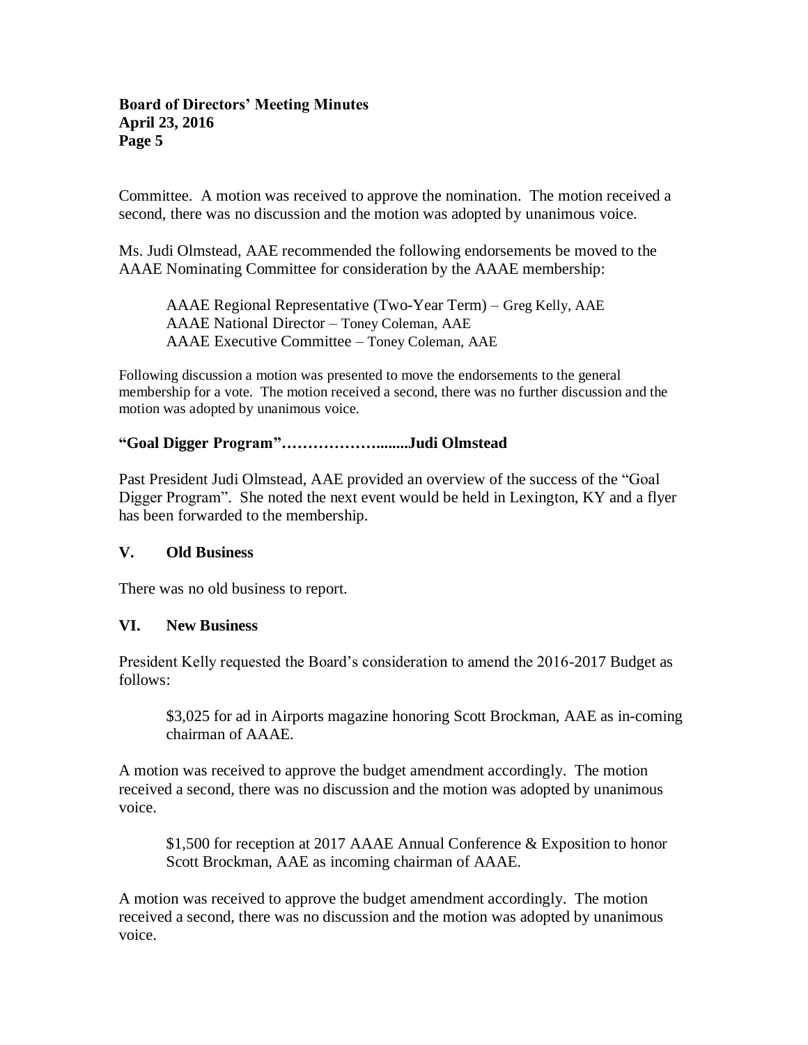Committee. A motion was received to approve the nomination. The motion received a second, there was no discussion and the motion was adopted by unanimous voice.

Ms. Judi Olmstead, AAE recommended the following endorsements be moved to the AAAE Nominating Committee for consideration by the AAAE membership:

> AAAE Regional Representative (Two-Year Term) – Greg Kelly, AAE
> AAAE National Director – Toney Coleman, AAE
> AAAE Executive Committee – Toney Coleman, AAE

Following discussion a motion was presented to move the endorsements to the general membership for a vote. The motion received a second, there was no further discussion and the motion was adopted by unanimous voice.

**"Goal Digger Program"…………………........Judi Olmstead**

Past President Judi Olmstead, AAE provided an overview of the success of the "Goal Digger Program". She noted the next event would be held in Lexington, KY and a flyer has been forwarded to the membership.

## V. Old Business

There was no old business to report.

## VI. New Business

President Kelly requested the Board's consideration to amend the 2016-2017 Budget as follows:

> $3,025 for ad in Airports magazine honoring Scott Brockman, AAE as in-coming chairman of AAAE.

A motion was received to approve the budget amendment accordingly. The motion received a second, there was no discussion and the motion was adopted by unanimous voice.

> $1,500 for reception at 2017 AAAE Annual Conference & Exposition to honor Scott Brockman, AAE as incoming chairman of AAAE.

A motion was received to approve the budget amendment accordingly. The motion received a second, there was no discussion and the motion was adopted by unanimous voice.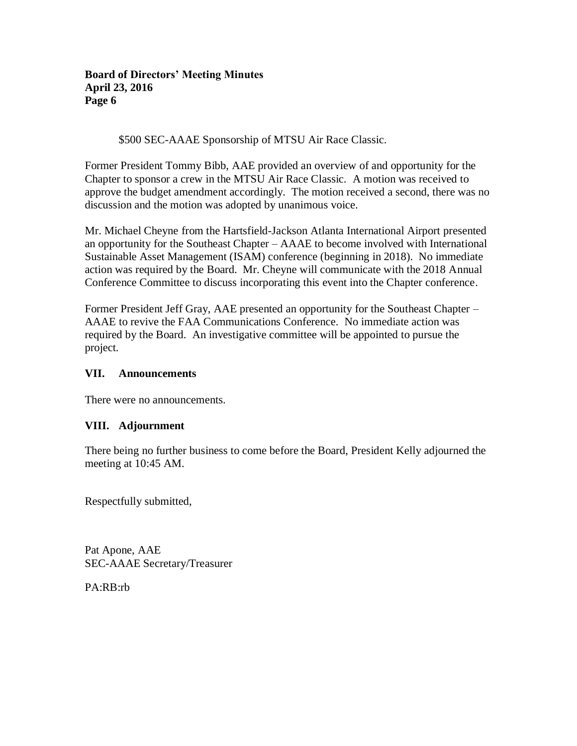$500 SEC-AAAE Sponsorship of MTSU Air Race Classic.

Former President Tommy Bibb, AAE provided an overview of and opportunity for the Chapter to sponsor a crew in the MTSU Air Race Classic. A motion was received to approve the budget amendment accordingly. The motion received a second, there was no discussion and the motion was adopted by unanimous voice.

Mr. Michael Cheyne from the Hartsfield-Jackson Atlanta International Airport presented an opportunity for the Southeast Chapter – AAAE to become involved with International Sustainable Asset Management (ISAM) conference (beginning in 2018). No immediate action was required by the Board. Mr. Cheyne will communicate with the 2018 Annual Conference Committee to discuss incorporating this event into the Chapter conference.

Former President Jeff Gray, AAE presented an opportunity for the Southeast Chapter – AAAE to revive the FAA Communications Conference. No immediate action was required by the Board. An investigative committee will be appointed to pursue the project.

## VII. Announcements

There were no announcements.

## VIII. Adjournment

There being no further business to come before the Board, President Kelly adjourned the meeting at 10:45 AM.

Respectfully submitted,

Pat Apone, AAE
SEC-AAAE Secretary/Treasurer

PA:RB:rb